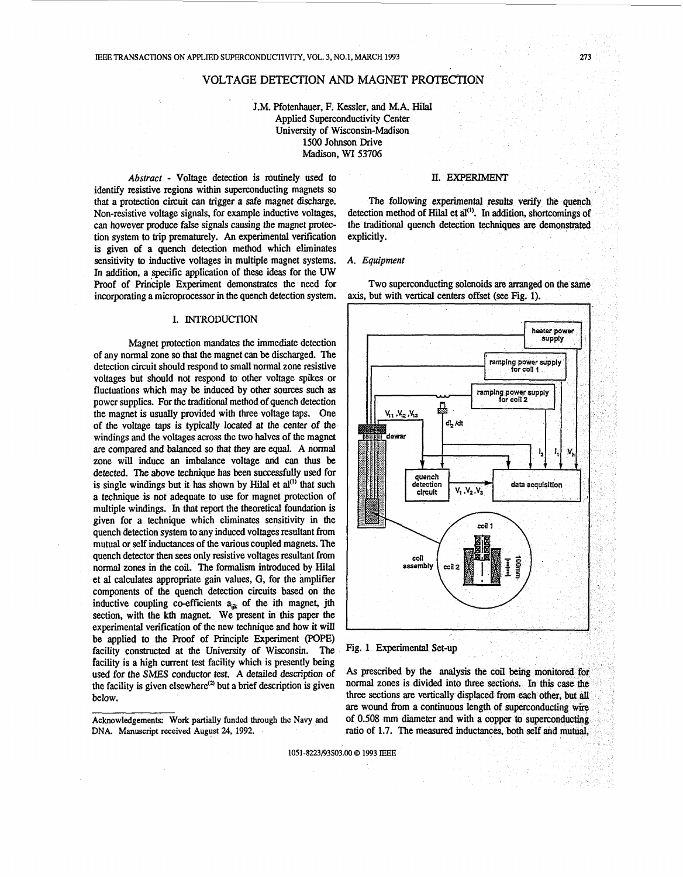# VOLTAGE DETECTION AND MAGNET PROTECTION

J.M. Pfotenhauer, F. Kessler, and M.A. Hilal
Applied Superconductivity Center
University of Wisconsin-Madison
1500 Johnson Drive
Madison, WI 53706

*Abstract* - Voltage detection is routinely used to identify resistive regions within superconducting magnets so that a protection circuit can trigger a safe magnet discharge. Non-resistive voltage signals, for example inductive voltages, can however produce false signals causing the magnet protection system to trip prematurely. An experimental verification is given of a quench detection method which eliminates sensitivity to inductive voltages in multiple magnet systems. In addition, a specific application of these ideas for the UW Proof of Principle Experiment demonstrates the need for incorporating a microprocessor in the quench detection system.

## I. INTRODUCTION

Magnet protection mandates the immediate detection of any normal zone so that the magnet can be discharged. The detection circuit should respond to small normal zone resistive voltages but should not respond to other voltage spikes or fluctuations which may be induced by other sources such as power supplies. For the traditional method of quench detection the magnet is usually provided with three voltage taps. One of the voltage taps is typically located at the center of the windings and the voltages across the two halves of the magnet are compared and balanced so that they are equal. A normal zone will induce an imbalance voltage and can thus be detected. The above technique has been successfully used for is single windings but it has shown by Hilal et al[1] that such a technique is not adequate to use for magnet protection of multiple windings. In that report the theoretical foundation is given for a technique which eliminates sensitivity in the quench detection system to any induced voltages resultant from mutual or self inductances of the various coupled magnets. The quench detector then sees only resistive voltages resultant from normal zones in the coil. The formalism introduced by Hilal et al calculates appropriate gain values, G, for the amplifier components of the quench detection circuits based on the inductive coupling co-efficients $a_{ijk}$ of the ith magnet, jth section, with the kth magnet. We present in this paper the experimental verification of the new technique and how it will be applied to the Proof of Principle Experiment (POPE) facility constructed at the University of Wisconsin. The facility is a high current test facility which is presently being used for the SMES conductor test. A detailed description of the facility is given elsewhere[2] but a brief description is given below.

Acknowledgements: Work partially funded through the Navy and DNA. Manuscript received August 24, 1992.

## II. EXPERIMENT

The following experimental results verify the quench detection method of Hilal et al[1]. In addition, shortcomings of the traditional quench detection techniques are demonstrated explicitly.

### A. Equipment

Two superconducting solenoids are arranged on the same axis, but with vertical centers offset (see Fig. 1).

heater power supply
ramping power supply for coil 1
ramping power supply for coil 2
$V_{11}, V_{12}, V_{13}$
$dI_2/dt$
dewar
$I_2$ $I_1$ $V_h$
quench detection circuit
$V_1, V_2, V_3$
data acquisition
coil 1
coil assembly
coil 2
100mm

Fig. 1 Experimental Set-up

As prescribed by the analysis the coil being monitored for normal zones is divided into three sections. In this case the three sections are vertically displaced from each other, but all are wound from a continuous length of superconducting wire of 0.508 mm diameter and with a copper to superconducting ratio of 1.7. The measured inductances, both self and mutual,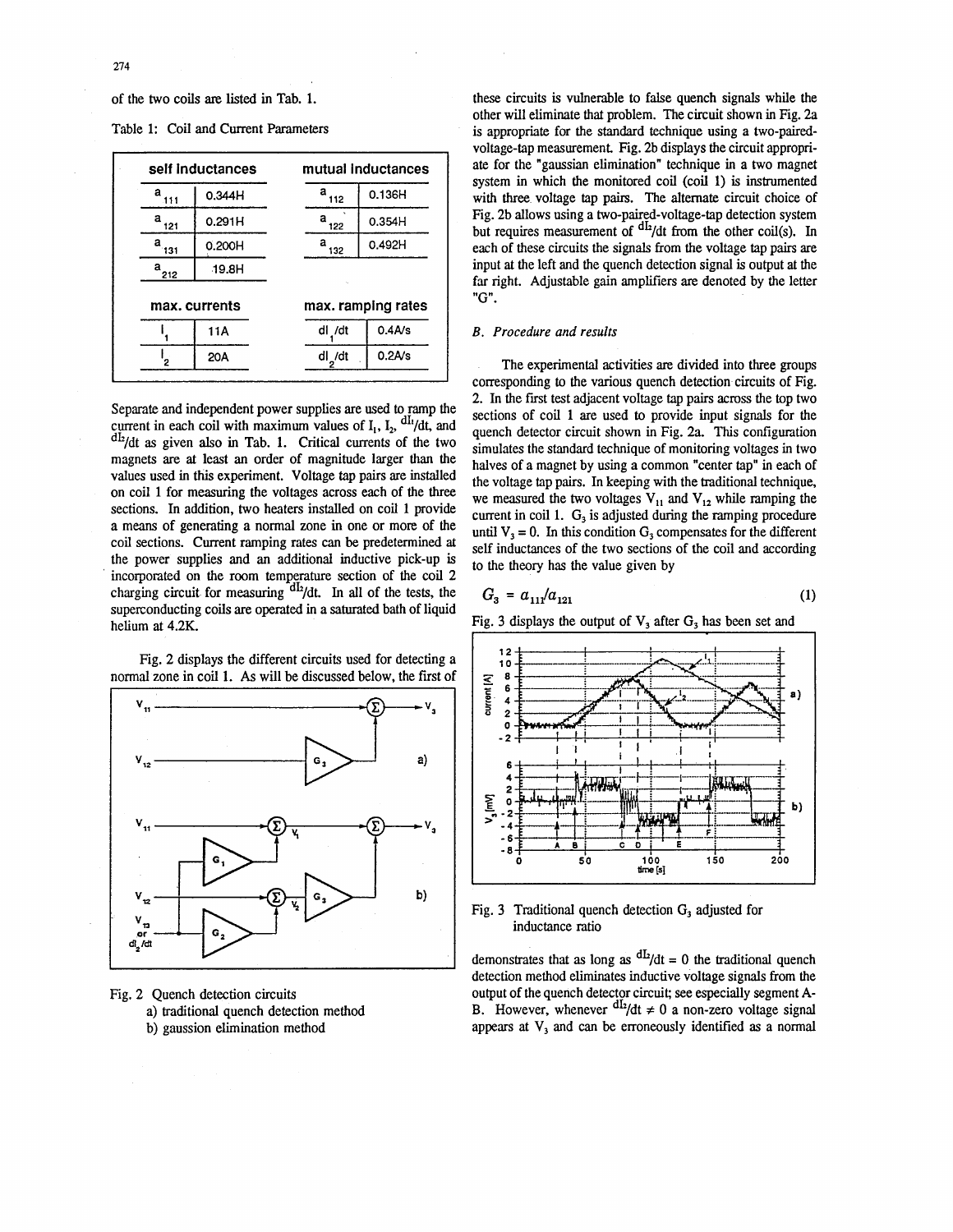of the two coils are listed in Tab. 1.

Table 1: Coil and Current Parameters

| self inductances | | mutual inductances | |
|---|---|---|---|
| $a_{111}$ | 0.344H | $a_{112}$ | 0.136H |
| $a_{121}$ | 0.291H | $a_{122}$ | 0.354H |
| $a_{131}$ | 0.200H | $a_{132}$ | 0.492H |
| $a_{212}$ | 19.8H | | |

| max. currents | | max. ramping rates | |
|---|---|---|---|
| $I_1$ | 11A | $dI_1/dt$ | 0.4A/s |
| $I_2$ | 20A | $dI_2/dt$ | 0.2A/s |

Separate and independent power supplies are used to ramp the current in each coil with maximum values of $I_1$, $I_2$, $dI_1/dt$, and $dI_2/dt$ as given also in Tab. 1. Critical currents of the two magnets are at least an order of magnitude larger than the values used in this experiment. Voltage tap pairs are installed on coil 1 for measuring the voltages across each of the three sections. In addition, two heaters installed on coil 1 provide a means of generating a normal zone in one or more of the coil sections. Current ramping rates can be predetermined at the power supplies and an additional inductive pick-up is incorporated on the room temperature section of the coil 2 charging circuit for measuring $dI_2/dt$. In all of the tests, the superconducting coils are operated in a saturated bath of liquid helium at 4.2K.

Fig. 2 displays the different circuits used for detecting a normal zone in coil 1. As will be discussed below, the first of these circuits is vulnerable to false quench signals while the other will eliminate that problem. The circuit shown in Fig. 2a is appropriate for the standard technique using a two-paired-voltage-tap measurement. Fig. 2b displays the circuit appropriate for the "gaussian elimination" technique in a two magnet system in which the monitored coil (coil 1) is instrumented with three voltage tap pairs. The alternate circuit choice of Fig. 2b allows using a two-paired-voltage-tap detection system but requires measurement of $dI_2/dt$ from the other coil(s). In each of these circuits the signals from the voltage tap pairs are input at the left and the quench detection signal is output at the far right. Adjustable gain amplifiers are denoted by the letter "G".

Fig. 2 Quench detection circuits
a) traditional quench detection method
b) gaussion elimination method

### B. Procedure and results

The experimental activities are divided into three groups corresponding to the various quench detection circuits of Fig. 2. In the first test adjacent voltage tap pairs across the top two sections of coil 1 are used to provide input signals for the quench detector circuit shown in Fig. 2a. This configuration simulates the standard technique of monitoring voltages in two halves of a magnet by using a common "center tap" in each of the voltage tap pairs. In keeping with the traditional technique, we measured the two voltages $V_{11}$ and $V_{12}$ while ramping the current in coil 1. $G_3$ is adjusted during the ramping procedure until $V_3 = 0$. In this condition $G_3$ compensates for the different self inductances of the two sections of the coil and according to the theory has the value given by

$$G_3 = a_{111}/a_{121} \tag{1}$$

Fig. 3 displays the output of $V_3$ after $G_3$ has been set and demonstrates that as long as $dI_2/dt = 0$ the traditional quench detection method eliminates inductive voltage signals from the output of the quench detector circuit; see especially segment A-B. However, whenever $dI_2/dt \neq 0$ a non-zero voltage signal appears at $V_3$ and can be erroneously identified as a normal

Fig. 3 Traditional quench detection $G_3$ adjusted for inductance ratio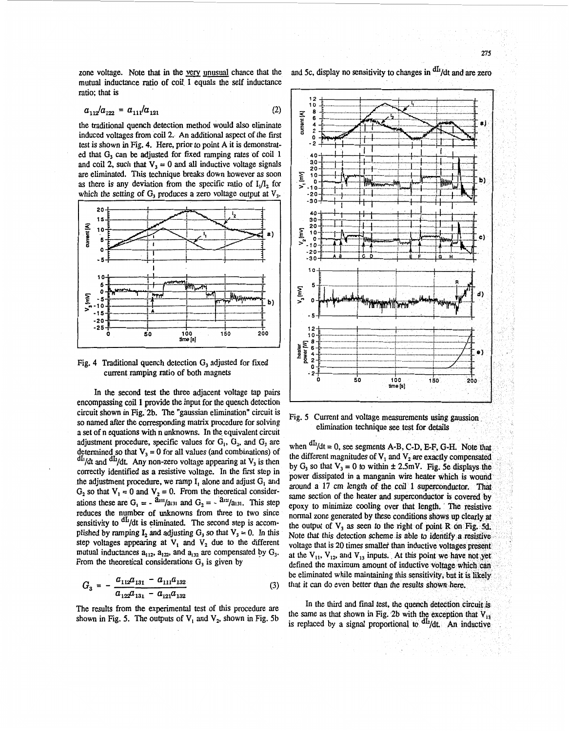zone voltage. Note that in the very unusual chance that the mutual inductance ratio of coil 1 equals the self inductance ratio; that is

$$a_{112}/a_{122} = a_{111}/a_{121} \tag{2}$$

the traditional quench detection method would also eliminate induced voltages from coil 2. An additional aspect of the first test is shown in Fig. 4. Here, prior to point A it is demonstrated that $G_3$ can be adjusted for fixed ramping rates of coil 1 and coil 2, such that $V_3 = 0$ and all inductive voltage signals are eliminated. This technique breaks down however as soon as there is any deviation from the specific ratio of $I_1/I_2$ for which the setting of $G_3$ produces a zero voltage output at $V_3$.

Fig. 4 Traditional quench detection $G_3$ adjusted for fixed current ramping ratio of both magnets

In the second test the three adjacent voltage tap pairs encompassing coil 1 provide the input for the quench detection circuit shown in Fig. 2b. The "gaussian elimination" circuit is so named after the corresponding matrix procedure for solving a set of n equations with n unknowns. In the equivalent circuit adjustment procedure, specific values for $G_1$, $G_2$, and $G_3$ are determined so that $V_3 = 0$ for all values (and combinations) of $^{dI_1}/dt$ and $^{dI_2}/dt$. Any non-zero voltage appearing at $V_3$ is then correctly identified as a resistive voltage. In the first step in the adjustment procedure, we ramp $I_1$ alone and adjust $G_1$ and $G_2$ so that $V_1 = 0$ and $V_2 = 0$. From the theoretical considerations these are $G_1 = -{}^{a_{111}}/a_{131}$ and $G_2 = -{}^{a_{121}}/a_{131}$. This step reduces the number of unknowns from three to two since sensitivity to $^{dI_1}/dt$ is eliminated. The second step is accomplished by ramping $I_2$ and adjusting $G_3$ so that $V_3 = 0$. In this step voltages appearing at $V_1$ and $V_2$ due to the different mutual inductances $a_{112}$, $a_{122}$, and $a_{132}$ are compensated by $G_3$. From the theoretical considerations $G_3$ is given by

$$G_3 = -\frac{a_{112}a_{131} - a_{111}a_{132}}{a_{122}a_{131} - a_{121}a_{132}} \tag{3}$$

The results from the experimental test of this procedure are shown in Fig. 5. The outputs of $V_1$ and $V_2$, shown in Fig. 5b and 5c, display no sensitivity to changes in $^{dI_1}/dt$ and are zero when $^{dI_2}/dt = 0$, see segments A-B, C-D, E-F, G-H. Note that the different magnitudes of $V_1$ and $V_2$ are exactly compensated by $G_3$ so that $V_3 = 0$ to within $\pm$ 2.5mV. Fig. 5e displays the power dissipated in a manganin wire heater which is wound around a 17 cm length of the coil 1 superconductor. That same section of the heater and superconductor is covered by epoxy to minimize cooling over that length. The resistive normal zone generated by these conditions shows up clearly at the output of $V_3$ as seen to the right of point R on Fig. 5d. Note that this detection scheme is able to identify a resistive voltage that is 20 times smaller than inductive voltages present at the $V_{11}$, $V_{12}$, and $V_{13}$ inputs. At this point we have not yet defined the maximum amount of inductive voltage which can be eliminated while maintaining this sensitivity, but it is likely that it can do even better than the results shown here.

Fig. 5 Current and voltage measurements using gaussion elimination technique see test for details

In the third and final test, the quench detection circuit is the same as that shown in Fig. 2b with the exception that $V_{13}$ is replaced by a signal proportional to $^{dI_2}/dt$. An inductive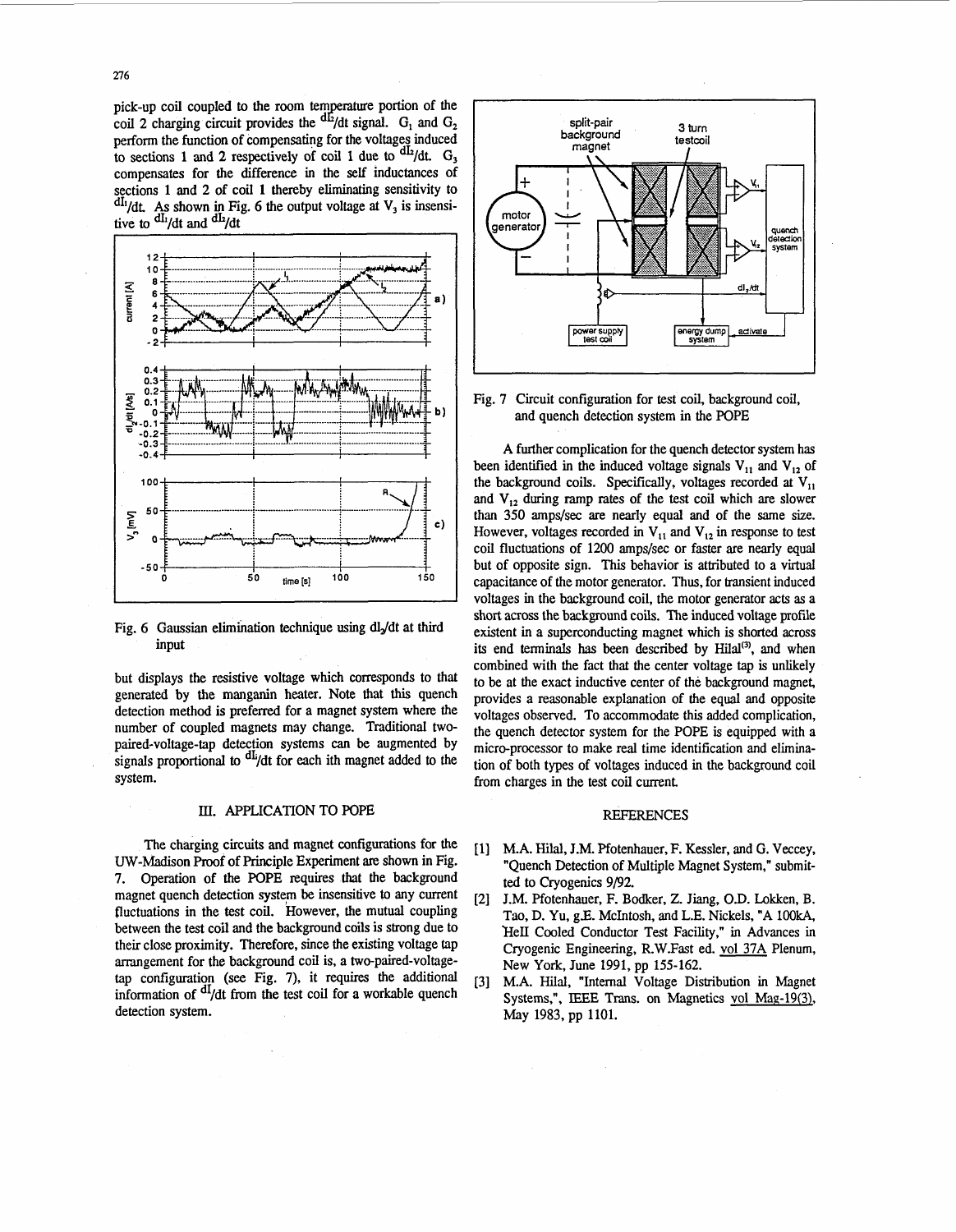pick-up coil coupled to the room temperature portion of the coil 2 charging circuit provides the $dI_2/dt$ signal. $G_1$ and $G_2$ perform the function of compensating for the voltages induced to sections 1 and 2 respectively of coil 1 due to $dI_2/dt$. $G_3$ compensates for the difference in the self inductances of sections 1 and 2 of coil 1 thereby eliminating sensitivity to $dI_1/dt$. As shown in Fig. 6 the output voltage at $V_3$ is insensitive to $dI_1/dt$ and $dI_2/dt$

current [A]
$I_1$
$I_2$
a)
$dI_2/dt$ [A/s]
b)
$V_3$ [mV]
R
c)
time [s]
0 50 100 150

Fig. 6 Gaussian elimination technique using $dI_2/dt$ at third input

but displays the resistive voltage which corresponds to that generated by the manganin heater. Note that this quench detection method is preferred for a magnet system where the number of coupled magnets may change. Traditional two-paired-voltage-tap detection systems can be augmented by signals proportional to $dI_i/dt$ for each ith magnet added to the system.

## III. APPLICATION TO POPE

The charging circuits and magnet configurations for the UW-Madison Proof of Principle Experiment are shown in Fig. 7. Operation of the POPE requires that the background magnet quench detection system be insensitive to any current fluctuations in the test coil. However, the mutual coupling between the test coil and the background coils is strong due to their close proximity. Therefore, since the existing voltage tap arrangement for the background coil is, a two-paired-voltage-tap configuration (see Fig. 7), it requires the additional information of $dI/dt$ from the test coil for a workable quench detection system.

split-pair background magnet
3 turn testcoil
motor generator
$V_1$
$V_2$
quench detection system
$dI_2/dt$
power supply test coil
energy dump system
activate

Fig. 7 Circuit configuration for test coil, background coil, and quench detection system in the POPE

A further complication for the quench detector system has been identified in the induced voltage signals $V_{11}$ and $V_{12}$ of the background coils. Specifically, voltages recorded at $V_{11}$ and $V_{12}$ during ramp rates of the test coil which are slower than 350 amps/sec are nearly equal and of the same size. However, voltages recorded in $V_{11}$ and $V_{12}$ in response to test coil fluctuations of 1200 amps/sec or faster are nearly equal but of opposite sign. This behavior is attributed to a virtual capacitance of the motor generator. Thus, for transient induced voltages in the background coil, the motor generator acts as a short across the background coils. The induced voltage profile existent in a superconducting magnet which is shorted across its end terminals has been described by Hilal[3], and when combined with the fact that the center voltage tap is unlikely to be at the exact inductive center of the background magnet, provides a reasonable explanation of the equal and opposite voltages observed. To accommodate this added complication, the quench detector system for the POPE is equipped with a micro-processor to make real time identification and elimination of both types of voltages induced in the background coil from charges in the test coil current.

## REFERENCES

[1] M.A. Hilal, J.M. Pfotenhauer, F. Kessler, and G. Veccey, "Quench Detection of Multiple Magnet System," submitted to Cryogenics 9/92.

[2] J.M. Pfotenhauer, F. Bodker, Z. Jiang, O.D. Lokken, B. Tao, D. Yu, g.E. McIntosh, and L.E. Nickels, "A 100kA, HeII Cooled Conductor Test Facility," in Advances in Cryogenic Engineering, R.W.Fast ed. vol 37A Plenum, New York, June 1991, pp 155-162.

[3] M.A. Hilal, "Internal Voltage Distribution in Magnet Systems,", IEEE Trans. on Magnetics vol Mag-19(3), May 1983, pp 1101.